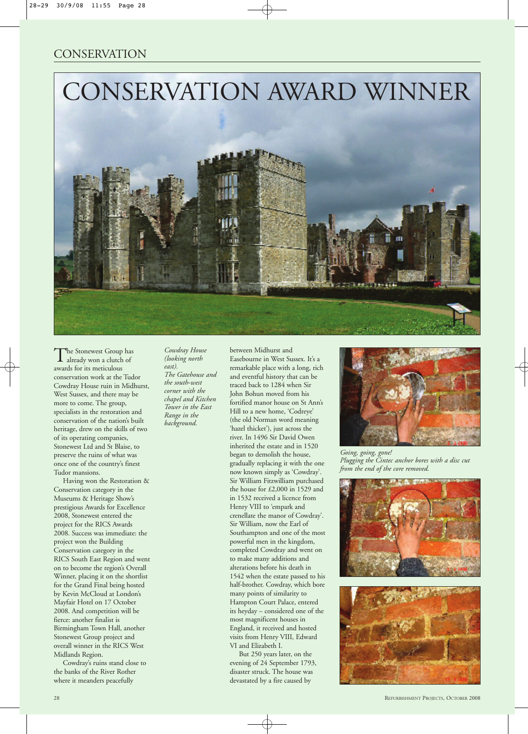# CONSERVATION AWARD WINNER

The Stonewest Group has already won a clutch of awards for its meticulous conservation work at the Tudor Cowdray House ruin in Midhurst, West Sussex, and there may be more to come. The group, specialists in the restoration and conservation of the nation's built heritage, drew on the skills of two of its operating companies, Stonewest Ltd and St Blaise, to preserve the ruins of what was once one of the country's finest Tudor mansions.

Having won the Restoration & Conservation category in the Museums & Heritage Show's prestigious Awards for Excellence 2008, Stonewest entered the project for the RICS Awards 2008. Success was immediate: the project won the Building Conservation category in the RICS South East Region and went on to become the region's Overall Winner, placing it on the shortlist for the Grand Final being hosted by Kevin McCloud at London's Mayfair Hotel on 17 October 2008. And competition will be fierce: another finalist is Birmingham Town Hall, another Stonewest Group project and overall winner in the RICS West Midlands Region.

Cowdray's ruins stand close to the banks of the River Rother where it meanders peacefully between Midhurst and Easebourne in West Sussex. It's a remarkable place with a long, rich and eventful history that can be traced back to 1284 when Sir John Bohun moved from his fortified manor house on St Ann's Hill to a new home, 'Codreye' (the old Norman word meaning 'hazel thicket'), just across the river. In 1496 Sir David Owen inherited the estate and in 1520 began to demolish the house, gradually replacing it with the one now known simply as 'Cowdray'. Sir William Fitzwilliam purchased the house for £2,000 in 1529 and in 1532 received a licence from Henry VIII to 'empark and crenellate the manor of Cowdray'. Sir William, now the Earl of Southampton and one of the most powerful men in the kingdom, completed Cowdray and went on to make many additions and alterations before his death in 1542 when the estate passed to his half-brother. Cowdray, which bore many points of similarity to Hampton Court Palace, entered its heyday – considered one of the most magnificent houses in England, it received and hosted visits from Henry VIII, Edward VI and Elizabeth I.

But 250 years later, on the evening of 24 September 1793, disaster struck. The house was devastated by a fire caused by

*Cowdray House (looking north east).*
*The Gatehouse and the south-west corner with the chapel and Kitchen Tower in the East Range in the background.*

*Going, going, gone!*
*Plugging the Cintec anchor bores with a disc cut from the end of the core removed.*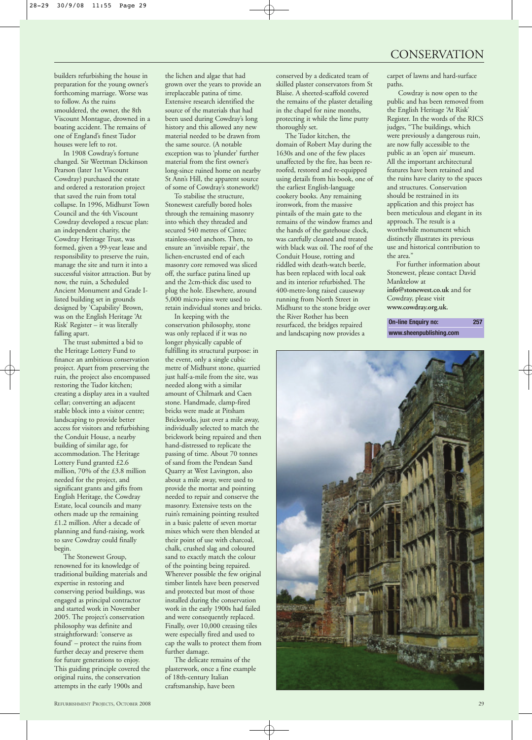builders refurbishing the house in preparation for the young owner's forthcoming marriage. Worse was to follow. As the ruins smouldered, the owner, the 8th Viscount Montague, drowned in a boating accident. The remains of one of England's finest Tudor houses were left to rot.

In 1908 Cowdray's fortune changed. Sir Weetman Dickinson Pearson (later 1st Viscount Cowdray) purchased the estate and ordered a restoration project that saved the ruin from total collapse. In 1996, Midhurst Town Council and the 4th Viscount Cowdray developed a rescue plan: an independent charity, the Cowdray Heritage Trust, was formed, given a 99-year lease and responsibility to preserve the ruin, manage the site and turn it into a successful visitor attraction. But by now, the ruin, a Scheduled Ancient Monument and Grade I-listed building set in grounds designed by 'Capability' Brown, was on the English Heritage 'At Risk' Register – it was literally falling apart.

The trust submitted a bid to the Heritage Lottery Fund to finance an ambitious conservation project. Apart from preserving the ruin, the project also encompassed restoring the Tudor kitchen; creating a display area in a vaulted cellar; converting an adjacent stable block into a visitor centre; landscaping to provide better access for visitors and refurbishing the Conduit House, a nearby building of similar age, for accommodation. The Heritage Lottery Fund granted £2.6 million, 70% of the £3.8 million needed for the project, and significant grants and gifts from English Heritage, the Cowdray Estate, local councils and many others made up the remaining £1.2 million. After a decade of planning and fund-raising, work to save Cowdray could finally begin.

The Stonewest Group, renowned for its knowledge of traditional building materials and expertise in restoring and conserving period buildings, was engaged as principal contractor and started work in November 2005. The project's conservation philosophy was definite and straightforward: 'conserve as found' – protect the ruins from further decay and preserve them for future generations to enjoy. This guiding principle covered the original ruins, the conservation attempts in the early 1900s and the lichen and algae that had grown over the years to provide an irreplaceable patina of time. Extensive research identified the source of the materials that had been used during Cowdray's long history and this allowed any new material needed to be drawn from the same source. (A notable exception was to 'plunder' further material from the first owner's long-since ruined home on nearby St Ann's Hill, the apparent source of some of Cowdray's stonework!)

To stabilise the structure, Stonewest carefully bored holes through the remaining masonry into which they threaded and secured 540 metres of Cintec stainless-steel anchors. Then, to ensure an 'invisible repair', the lichen-encrusted end of each masonry core removed was sliced off, the surface patina lined up and the 2cm-thick disc used to plug the hole. Elsewhere, around 5,000 micro-pins were used to retain individual stones and bricks.

In keeping with the conservation philosophy, stone was only replaced if it was no longer physically capable of fulfilling its structural purpose: in the event, only a single cubic metre of Midhurst stone, quarried just half-a-mile from the site, was needed along with a similar amount of Chilmark and Caen stone. Handmade, clamp-fired bricks were made at Pitsham Brickworks, just over a mile away, individually selected to match the brickwork being repaired and then hand-distressed to replicate the passing of time. About 70 tonnes of sand from the Pendean Sand Quarry at West Lavington, also about a mile away, were used to provide the mortar and pointing needed to repair and conserve the masonry. Extensive tests on the ruin's remaining pointing resulted in a basic palette of seven mortar mixes which were then blended at their point of use with charcoal, chalk, crushed slag and coloured sand to exactly match the colour of the pointing being repaired. Wherever possible the few original timber lintels have been preserved and protected but most of those installed during the conservation work in the early 1900s had failed and were consequently replaced. Finally, over 10,000 creasing tiles were especially fired and used to cap the walls to protect them from further damage.

The delicate remains of the plasterwork, once a fine example of 18th-century Italian craftsmanship, have been conserved by a dedicated team of skilled plaster conservators from St Blaise. A sheeted-scaffold covered the remains of the plaster detailing in the chapel for nine months, protecting it while the lime putty thoroughly set.

The Tudor kitchen, the domain of Robert May during the 1630s and one of the few places unaffected by the fire, has been re-roofed, restored and re-equipped using details from his book, one of the earliest English-language cookery books. Any remaining ironwork, from the massive pintails of the main gate to the remains of the window frames and the hands of the gatehouse clock, was carefully cleaned and treated with black wax oil. The roof of the Conduit House, rotting and riddled with death-watch beetle, has been replaced with local oak and its interior refurbished. The 400-metre-long raised causeway running from North Street in Midhurst to the stone bridge over the River Rother has been resurfaced, the bridges repaired and landscaping now provides a carpet of lawns and hard-surface paths.

Cowdray is now open to the public and has been removed from the English Heritage 'At Risk' Register. In the words of the RICS judges, "The buildings, which were previously a dangerous ruin, are now fully accessible to the public as an 'open air' museum. All the important architectural features have been retained and the ruins have clarity to the spaces and structures. Conservation should be restrained in its application and this project has been meticulous and elegant in its approach. The result is a worthwhile monument which distinctly illustrates its previous use and historical contribution to the area."

For further information about Stonewest, please contact David Manktelow at **info@stonewest.co.uk** and for Cowdray, please visit **www.cowdray.org.uk.**

**On-line Enquiry no: 257**
**www.sheenpublishing.com**